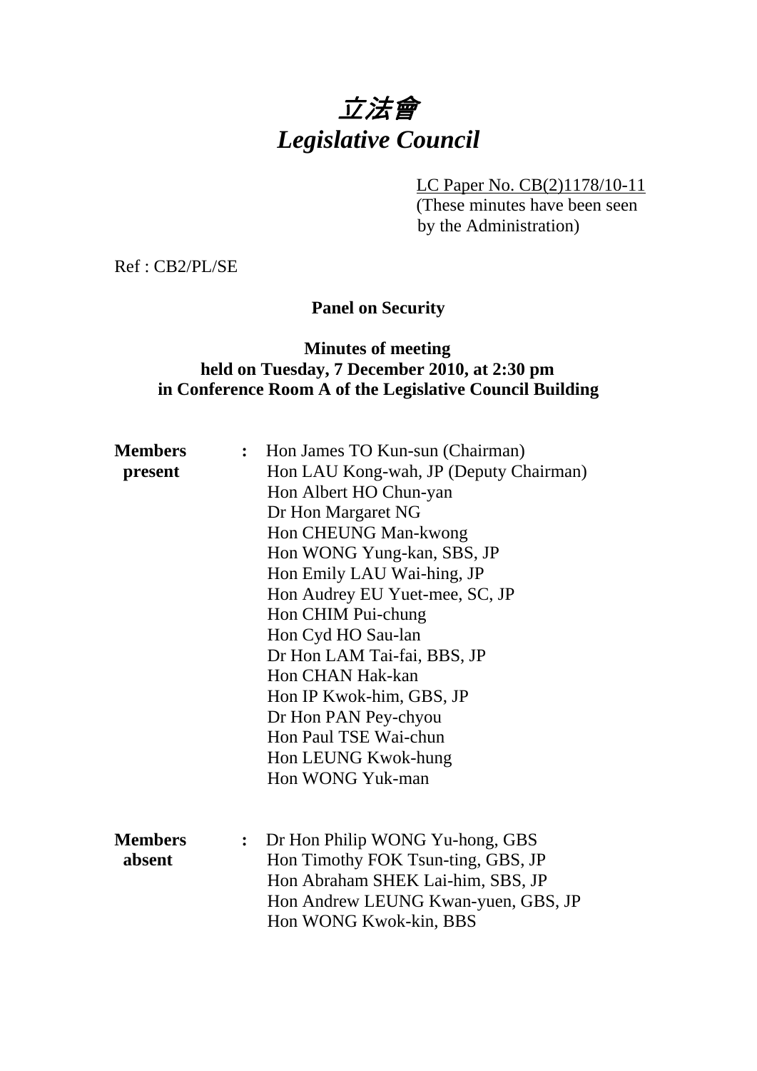# *立法會*
# *Legislative Council*

LC Paper No. CB(2)1178/10-11
(These minutes have been seen by the Administration)

Ref : CB2/PL/SE

**Panel on Security**

**Minutes of meeting held on Tuesday, 7 December 2010, at 2:30 pm in Conference Room A of the Legislative Council Building**

**Members present** :
Hon James TO Kun-sun (Chairman)
Hon LAU Kong-wah, JP (Deputy Chairman)
Hon Albert HO Chun-yan
Dr Hon Margaret NG
Hon CHEUNG Man-kwong
Hon WONG Yung-kan, SBS, JP
Hon Emily LAU Wai-hing, JP
Hon Audrey EU Yuet-mee, SC, JP
Hon CHIM Pui-chung
Hon Cyd HO Sau-lan
Dr Hon LAM Tai-fai, BBS, JP
Hon CHAN Hak-kan
Hon IP Kwok-him, GBS, JP
Dr Hon PAN Pey-chyou
Hon Paul TSE Wai-chun
Hon LEUNG Kwok-hung
Hon WONG Yuk-man

**Members absent** :
Dr Hon Philip WONG Yu-hong, GBS
Hon Timothy FOK Tsun-ting, GBS, JP
Hon Abraham SHEK Lai-him, SBS, JP
Hon Andrew LEUNG Kwan-yuen, GBS, JP
Hon WONG Kwok-kin, BBS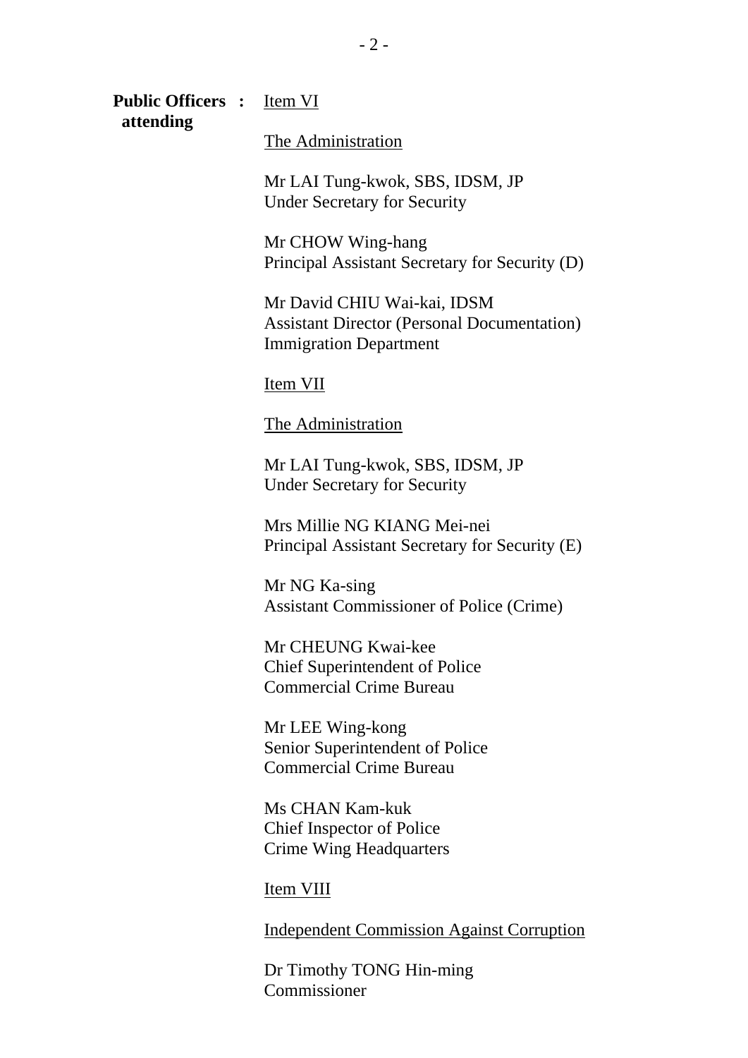**Public Officers attending :**

Item VI

The Administration

Mr LAI Tung-kwok, SBS, IDSM, JP
Under Secretary for Security

Mr CHOW Wing-hang
Principal Assistant Secretary for Security (D)

Mr David CHIU Wai-kai, IDSM
Assistant Director (Personal Documentation)
Immigration Department

Item VII

The Administration

Mr LAI Tung-kwok, SBS, IDSM, JP
Under Secretary for Security

Mrs Millie NG KIANG Mei-nei
Principal Assistant Secretary for Security (E)

Mr NG Ka-sing
Assistant Commissioner of Police (Crime)

Mr CHEUNG Kwai-kee
Chief Superintendent of Police
Commercial Crime Bureau

Mr LEE Wing-kong
Senior Superintendent of Police
Commercial Crime Bureau

Ms CHAN Kam-kuk
Chief Inspector of Police
Crime Wing Headquarters

Item VIII

Independent Commission Against Corruption

Dr Timothy TONG Hin-ming
Commissioner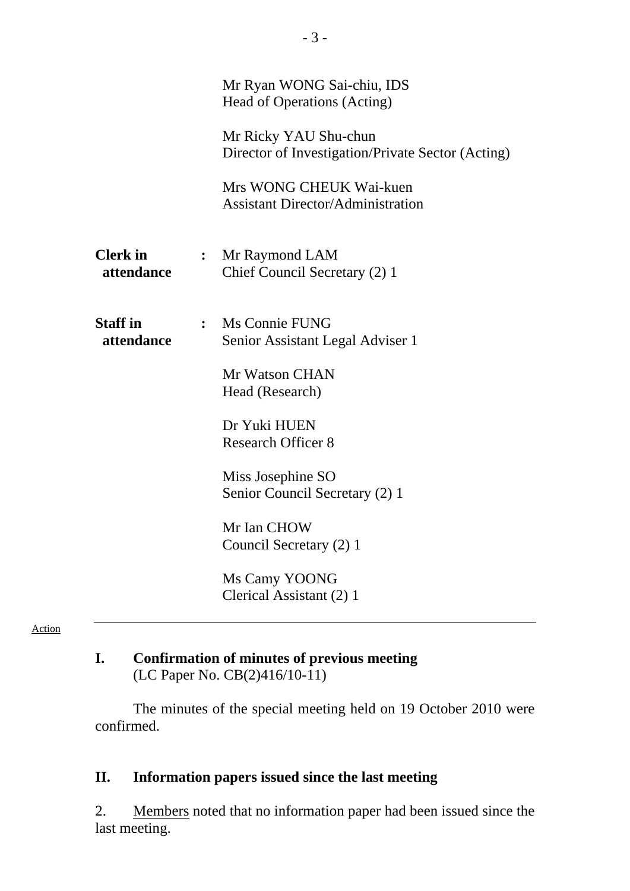Mr Ryan WONG Sai-chiu, IDS
Head of Operations (Acting)

Mr Ricky YAU Shu-chun
Director of Investigation/Private Sector (Acting)

Mrs WONG CHEUK Wai-kuen
Assistant Director/Administration

**Clerk in attendance** : Mr Raymond LAM
Chief Council Secretary (2) 1

**Staff in attendance** : Ms Connie FUNG
Senior Assistant Legal Adviser 1

Mr Watson CHAN
Head (Research)

Dr Yuki HUEN
Research Officer 8

Miss Josephine SO
Senior Council Secretary (2) 1

Mr Ian CHOW
Council Secretary (2) 1

Ms Camy YOONG
Clerical Assistant (2) 1

---

Action

## I. Confirmation of minutes of previous meeting
(LC Paper No. CB(2)416/10-11)

The minutes of the special meeting held on 19 October 2010 were confirmed.

## II. Information papers issued since the last meeting

2. Members noted that no information paper had been issued since the last meeting.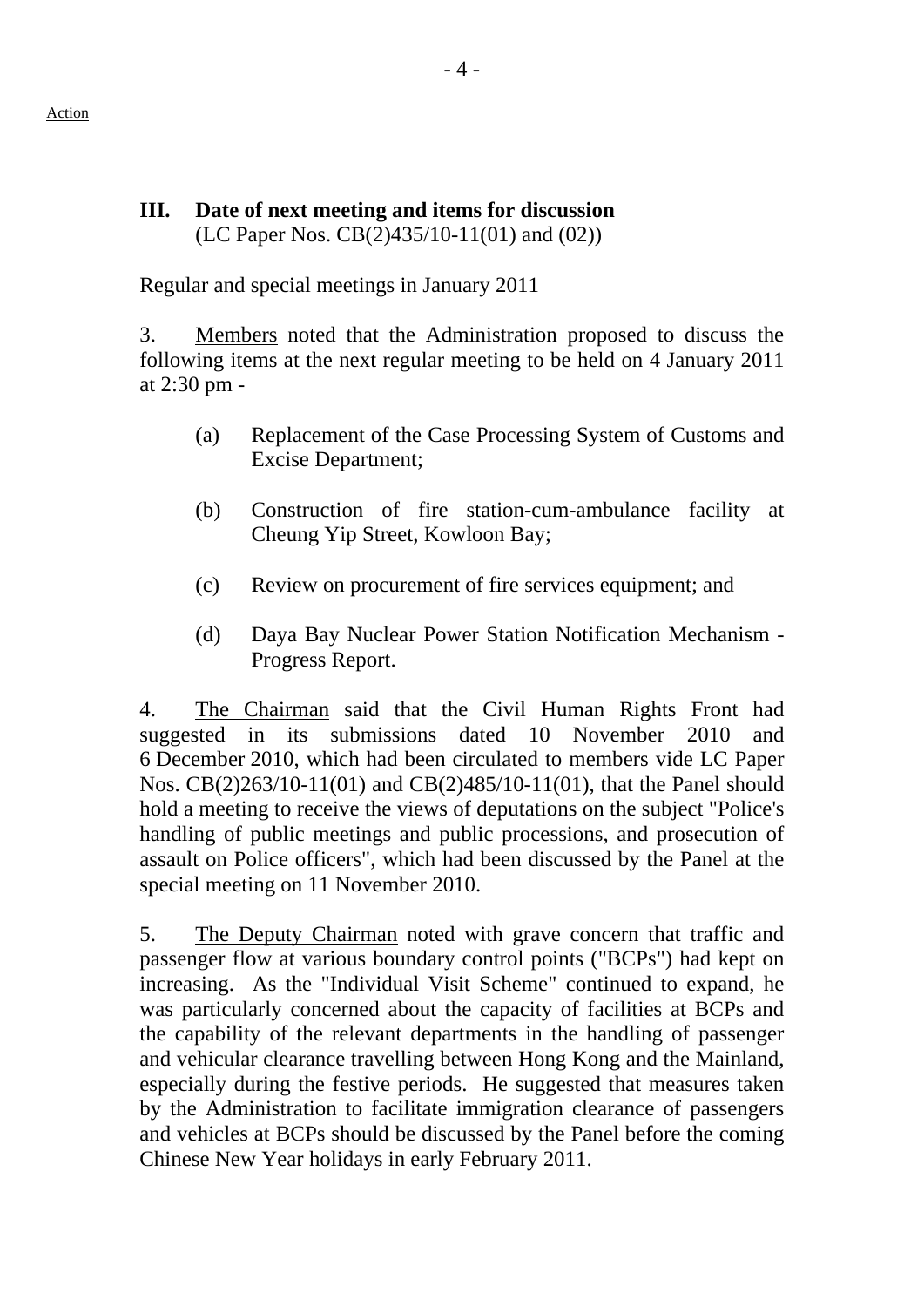Action

### III. Date of next meeting and items for discussion
(LC Paper Nos. CB(2)435/10-11(01) and (02))

Regular and special meetings in January 2011

3. Members noted that the Administration proposed to discuss the following items at the next regular meeting to be held on 4 January 2011 at 2:30 pm -

(a) Replacement of the Case Processing System of Customs and Excise Department;

(b) Construction of fire station-cum-ambulance facility at Cheung Yip Street, Kowloon Bay;

(c) Review on procurement of fire services equipment; and

(d) Daya Bay Nuclear Power Station Notification Mechanism - Progress Report.

4. The Chairman said that the Civil Human Rights Front had suggested in its submissions dated 10 November 2010 and 6 December 2010, which had been circulated to members vide LC Paper Nos. CB(2)263/10-11(01) and CB(2)485/10-11(01), that the Panel should hold a meeting to receive the views of deputations on the subject "Police's handling of public meetings and public processions, and prosecution of assault on Police officers", which had been discussed by the Panel at the special meeting on 11 November 2010.

5. The Deputy Chairman noted with grave concern that traffic and passenger flow at various boundary control points ("BCPs") had kept on increasing. As the "Individual Visit Scheme" continued to expand, he was particularly concerned about the capacity of facilities at BCPs and the capability of the relevant departments in the handling of passenger and vehicular clearance travelling between Hong Kong and the Mainland, especially during the festive periods. He suggested that measures taken by the Administration to facilitate immigration clearance of passengers and vehicles at BCPs should be discussed by the Panel before the coming Chinese New Year holidays in early February 2011.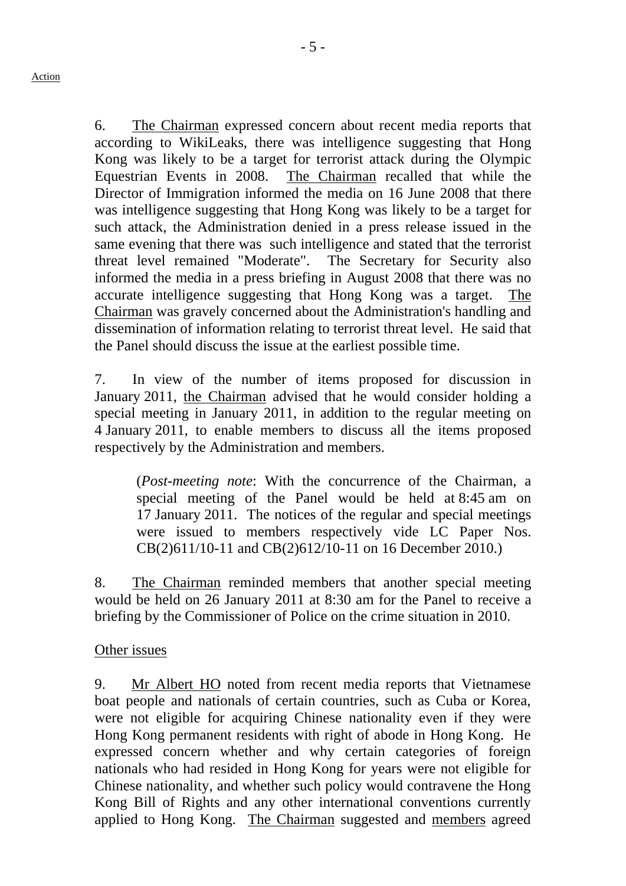6. The Chairman expressed concern about recent media reports that according to WikiLeaks, there was intelligence suggesting that Hong Kong was likely to be a target for terrorist attack during the Olympic Equestrian Events in 2008. The Chairman recalled that while the Director of Immigration informed the media on 16 June 2008 that there was intelligence suggesting that Hong Kong was likely to be a target for such attack, the Administration denied in a press release issued in the same evening that there was such intelligence and stated that the terrorist threat level remained "Moderate". The Secretary for Security also informed the media in a press briefing in August 2008 that there was no accurate intelligence suggesting that Hong Kong was a target. The Chairman was gravely concerned about the Administration's handling and dissemination of information relating to terrorist threat level. He said that the Panel should discuss the issue at the earliest possible time.

7. In view of the number of items proposed for discussion in January 2011, the Chairman advised that he would consider holding a special meeting in January 2011, in addition to the regular meeting on 4 January 2011, to enable members to discuss all the items proposed respectively by the Administration and members.

> (*Post-meeting note*: With the concurrence of the Chairman, a special meeting of the Panel would be held at 8:45 am on 17 January 2011. The notices of the regular and special meetings were issued to members respectively vide LC Paper Nos. CB(2)611/10-11 and CB(2)612/10-11 on 16 December 2010.)

8. The Chairman reminded members that another special meeting would be held on 26 January 2011 at 8:30 am for the Panel to receive a briefing by the Commissioner of Police on the crime situation in 2010.

Other issues

9. Mr Albert HO noted from recent media reports that Vietnamese boat people and nationals of certain countries, such as Cuba or Korea, were not eligible for acquiring Chinese nationality even if they were Hong Kong permanent residents with right of abode in Hong Kong. He expressed concern whether and why certain categories of foreign nationals who had resided in Hong Kong for years were not eligible for Chinese nationality, and whether such policy would contravene the Hong Kong Bill of Rights and any other international conventions currently applied to Hong Kong. The Chairman suggested and members agreed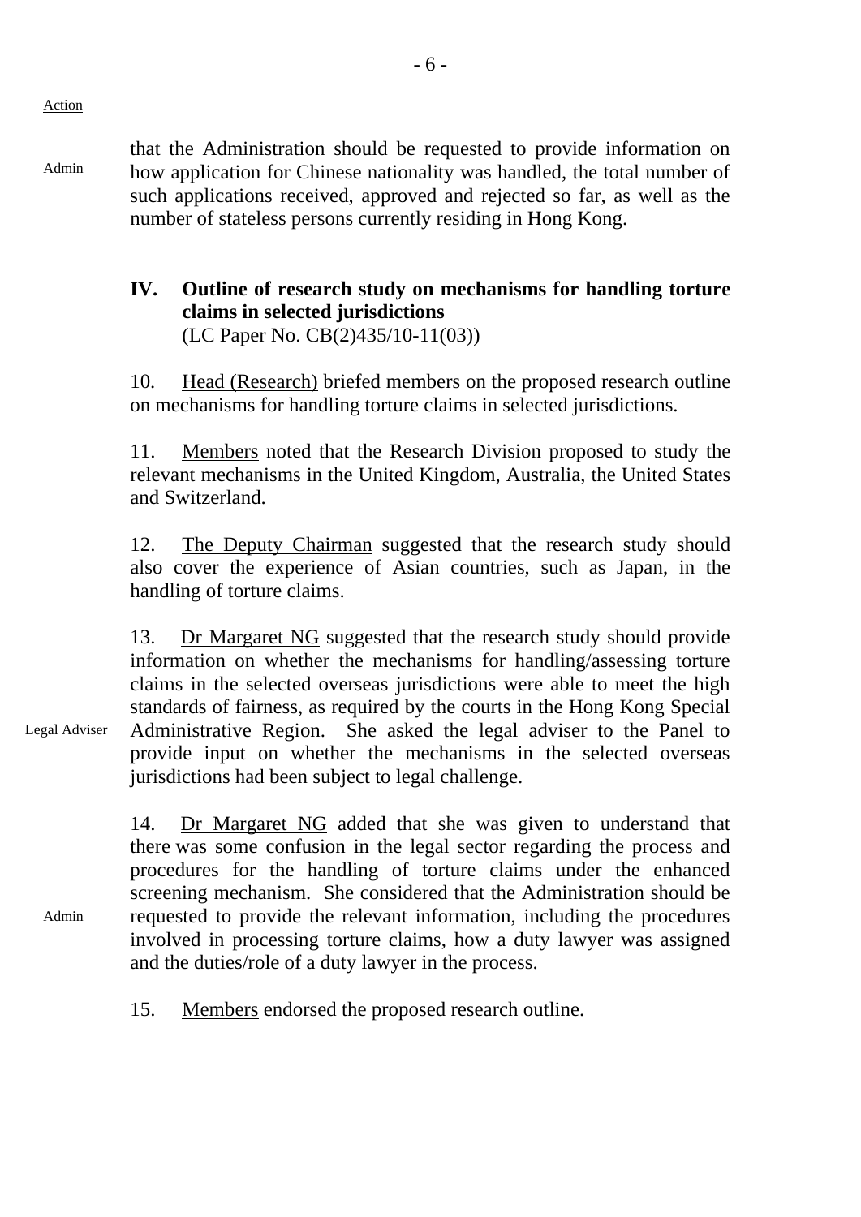Action

Admin

that the Administration should be requested to provide information on how application for Chinese nationality was handled, the total number of such applications received, approved and rejected so far, as well as the number of stateless persons currently residing in Hong Kong.

### IV. Outline of research study on mechanisms for handling torture claims in selected jurisdictions

(LC Paper No. CB(2)435/10-11(03))

10. Head (Research) briefed members on the proposed research outline on mechanisms for handling torture claims in selected jurisdictions.

11. Members noted that the Research Division proposed to study the relevant mechanisms in the United Kingdom, Australia, the United States and Switzerland.

12. The Deputy Chairman suggested that the research study should also cover the experience of Asian countries, such as Japan, in the handling of torture claims.

13. Dr Margaret NG suggested that the research study should provide information on whether the mechanisms for handling/assessing torture claims in the selected overseas jurisdictions were able to meet the high standards of fairness, as required by the courts in the Hong Kong Special Administrative Region. She asked the legal adviser to the Panel to provide input on whether the mechanisms in the selected overseas jurisdictions had been subject to legal challenge.

Legal Adviser

14. Dr Margaret NG added that she was given to understand that there was some confusion in the legal sector regarding the process and procedures for the handling of torture claims under the enhanced screening mechanism. She considered that the Administration should be requested to provide the relevant information, including the procedures involved in processing torture claims, how a duty lawyer was assigned and the duties/role of a duty lawyer in the process.

Admin

15. Members endorsed the proposed research outline.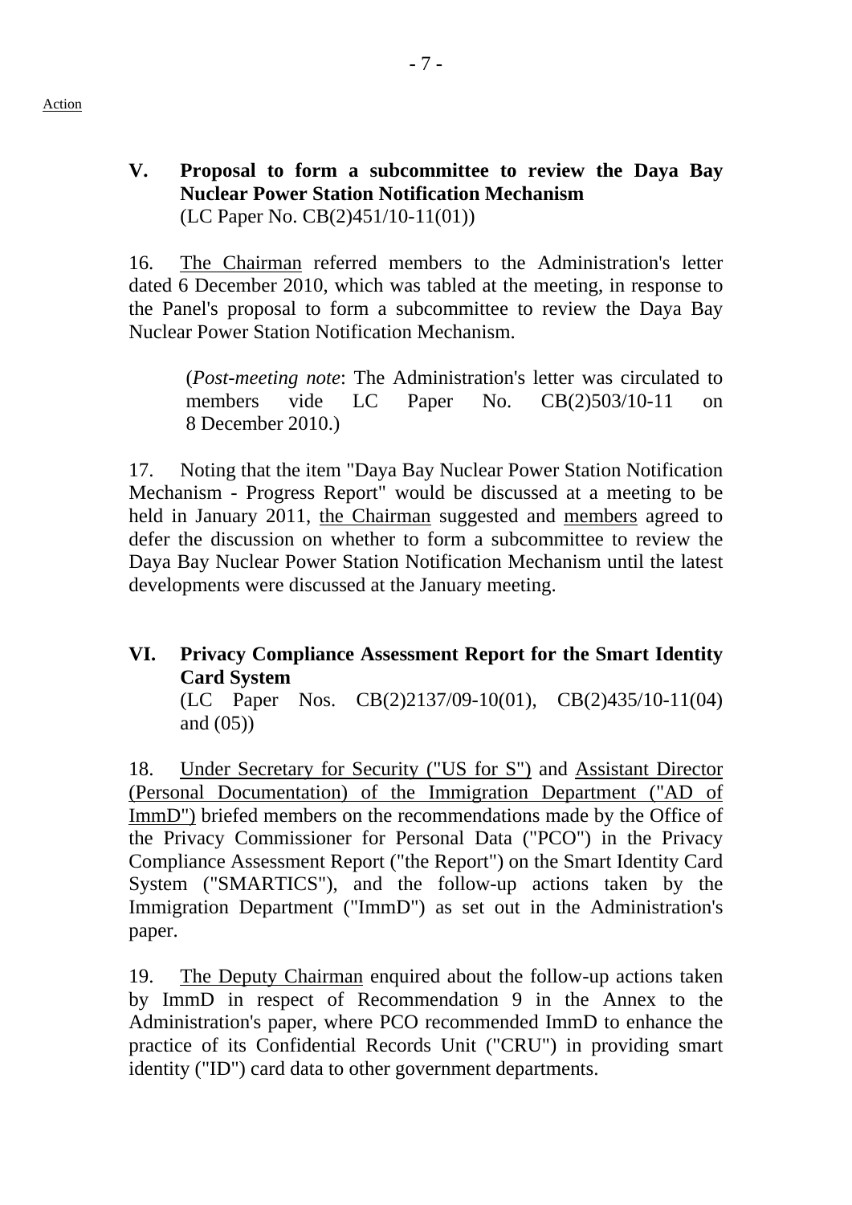Action

**V. Proposal to form a subcommittee to review the Daya Bay Nuclear Power Station Notification Mechanism**
(LC Paper No. CB(2)451/10-11(01))

16. The Chairman referred members to the Administration's letter dated 6 December 2010, which was tabled at the meeting, in response to the Panel's proposal to form a subcommittee to review the Daya Bay Nuclear Power Station Notification Mechanism.

> (*Post-meeting note*: The Administration's letter was circulated to members vide LC Paper No. CB(2)503/10-11 on 8 December 2010.)

17. Noting that the item "Daya Bay Nuclear Power Station Notification Mechanism - Progress Report" would be discussed at a meeting to be held in January 2011, the Chairman suggested and members agreed to defer the discussion on whether to form a subcommittee to review the Daya Bay Nuclear Power Station Notification Mechanism until the latest developments were discussed at the January meeting.

**VI. Privacy Compliance Assessment Report for the Smart Identity Card System**
(LC Paper Nos. CB(2)2137/09-10(01), CB(2)435/10-11(04) and (05))

18. Under Secretary for Security ("US for S") and Assistant Director (Personal Documentation) of the Immigration Department ("AD of ImmD") briefed members on the recommendations made by the Office of the Privacy Commissioner for Personal Data ("PCO") in the Privacy Compliance Assessment Report ("the Report") on the Smart Identity Card System ("SMARTICS"), and the follow-up actions taken by the Immigration Department ("ImmD") as set out in the Administration's paper.

19. The Deputy Chairman enquired about the follow-up actions taken by ImmD in respect of Recommendation 9 in the Annex to the Administration's paper, where PCO recommended ImmD to enhance the practice of its Confidential Records Unit ("CRU") in providing smart identity ("ID") card data to other government departments.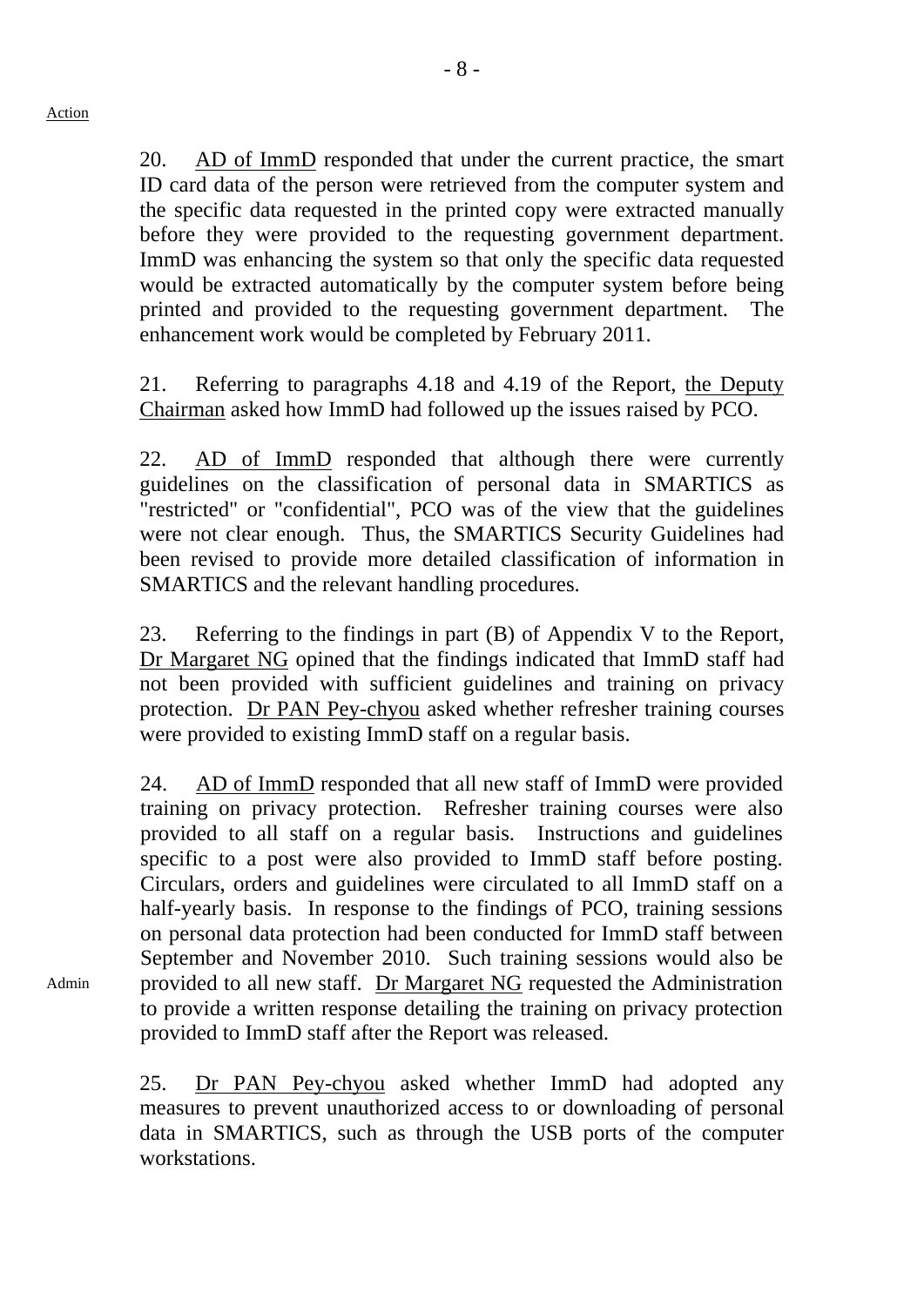Action

20. AD of ImmD responded that under the current practice, the smart ID card data of the person were retrieved from the computer system and the specific data requested in the printed copy were extracted manually before they were provided to the requesting government department. ImmD was enhancing the system so that only the specific data requested would be extracted automatically by the computer system before being printed and provided to the requesting government department. The enhancement work would be completed by February 2011.

21. Referring to paragraphs 4.18 and 4.19 of the Report, the Deputy Chairman asked how ImmD had followed up the issues raised by PCO.

22. AD of ImmD responded that although there were currently guidelines on the classification of personal data in SMARTICS as "restricted" or "confidential", PCO was of the view that the guidelines were not clear enough. Thus, the SMARTICS Security Guidelines had been revised to provide more detailed classification of information in SMARTICS and the relevant handling procedures.

23. Referring to the findings in part (B) of Appendix V to the Report, Dr Margaret NG opined that the findings indicated that ImmD staff had not been provided with sufficient guidelines and training on privacy protection. Dr PAN Pey-chyou asked whether refresher training courses were provided to existing ImmD staff on a regular basis.

24. AD of ImmD responded that all new staff of ImmD were provided training on privacy protection. Refresher training courses were also provided to all staff on a regular basis. Instructions and guidelines specific to a post were also provided to ImmD staff before posting. Circulars, orders and guidelines were circulated to all ImmD staff on a half-yearly basis. In response to the findings of PCO, training sessions on personal data protection had been conducted for ImmD staff between September and November 2010. Such training sessions would also be provided to all new staff. Dr Margaret NG requested the Administration to provide a written response detailing the training on privacy protection provided to ImmD staff after the Report was released.

Admin

25. Dr PAN Pey-chyou asked whether ImmD had adopted any measures to prevent unauthorized access to or downloading of personal data in SMARTICS, such as through the USB ports of the computer workstations.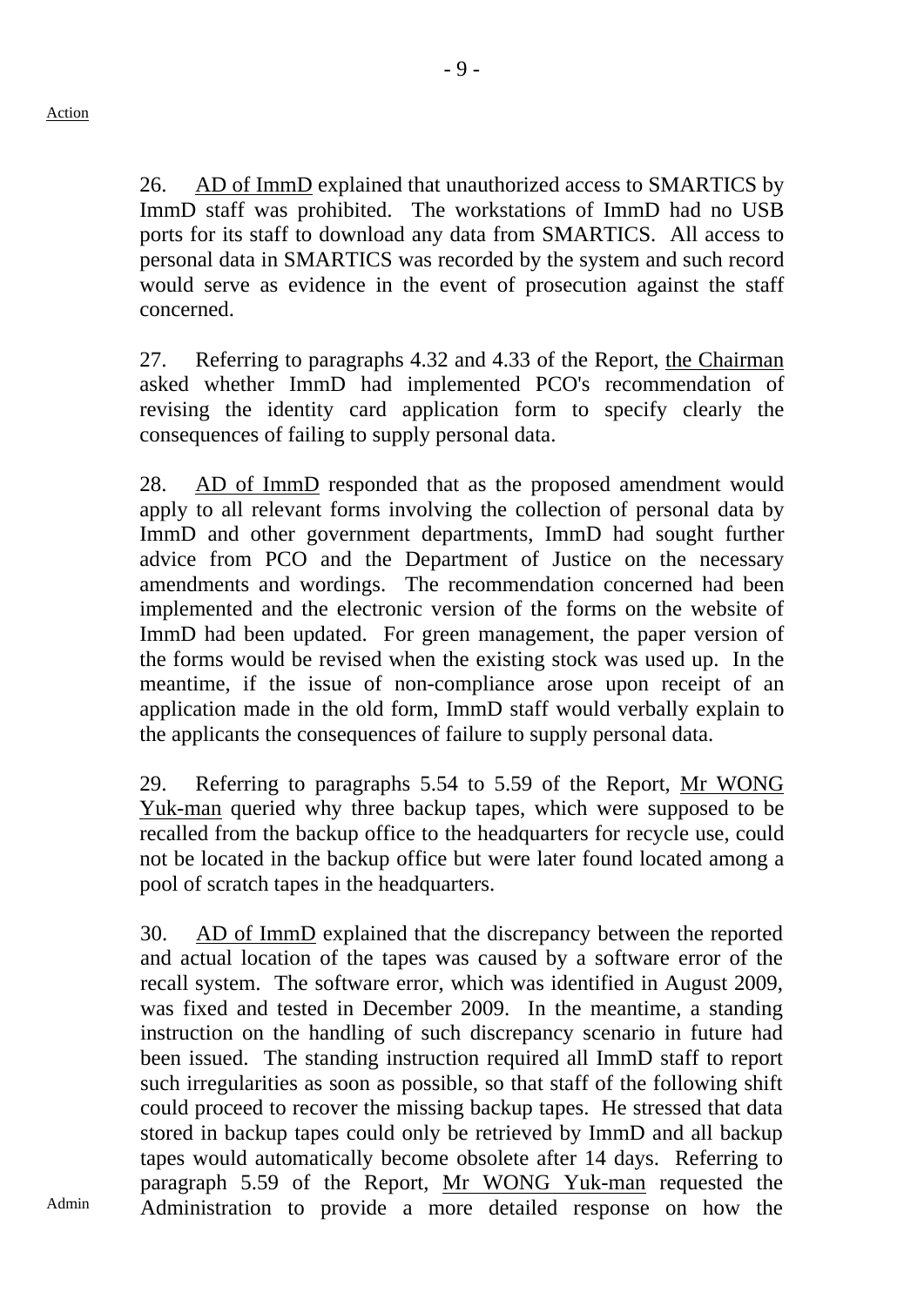Action

26. AD of ImmD explained that unauthorized access to SMARTICS by ImmD staff was prohibited. The workstations of ImmD had no USB ports for its staff to download any data from SMARTICS. All access to personal data in SMARTICS was recorded by the system and such record would serve as evidence in the event of prosecution against the staff concerned.

27. Referring to paragraphs 4.32 and 4.33 of the Report, the Chairman asked whether ImmD had implemented PCO's recommendation of revising the identity card application form to specify clearly the consequences of failing to supply personal data.

28. AD of ImmD responded that as the proposed amendment would apply to all relevant forms involving the collection of personal data by ImmD and other government departments, ImmD had sought further advice from PCO and the Department of Justice on the necessary amendments and wordings. The recommendation concerned had been implemented and the electronic version of the forms on the website of ImmD had been updated. For green management, the paper version of the forms would be revised when the existing stock was used up. In the meantime, if the issue of non-compliance arose upon receipt of an application made in the old form, ImmD staff would verbally explain to the applicants the consequences of failure to supply personal data.

29. Referring to paragraphs 5.54 to 5.59 of the Report, Mr WONG Yuk-man queried why three backup tapes, which were supposed to be recalled from the backup office to the headquarters for recycle use, could not be located in the backup office but were later found located among a pool of scratch tapes in the headquarters.

30. AD of ImmD explained that the discrepancy between the reported and actual location of the tapes was caused by a software error of the recall system. The software error, which was identified in August 2009, was fixed and tested in December 2009. In the meantime, a standing instruction on the handling of such discrepancy scenario in future had been issued. The standing instruction required all ImmD staff to report such irregularities as soon as possible, so that staff of the following shift could proceed to recover the missing backup tapes. He stressed that data stored in backup tapes could only be retrieved by ImmD and all backup tapes would automatically become obsolete after 14 days. Referring to paragraph 5.59 of the Report, Mr WONG Yuk-man requested the Administration to provide a more detailed response on how the

Admin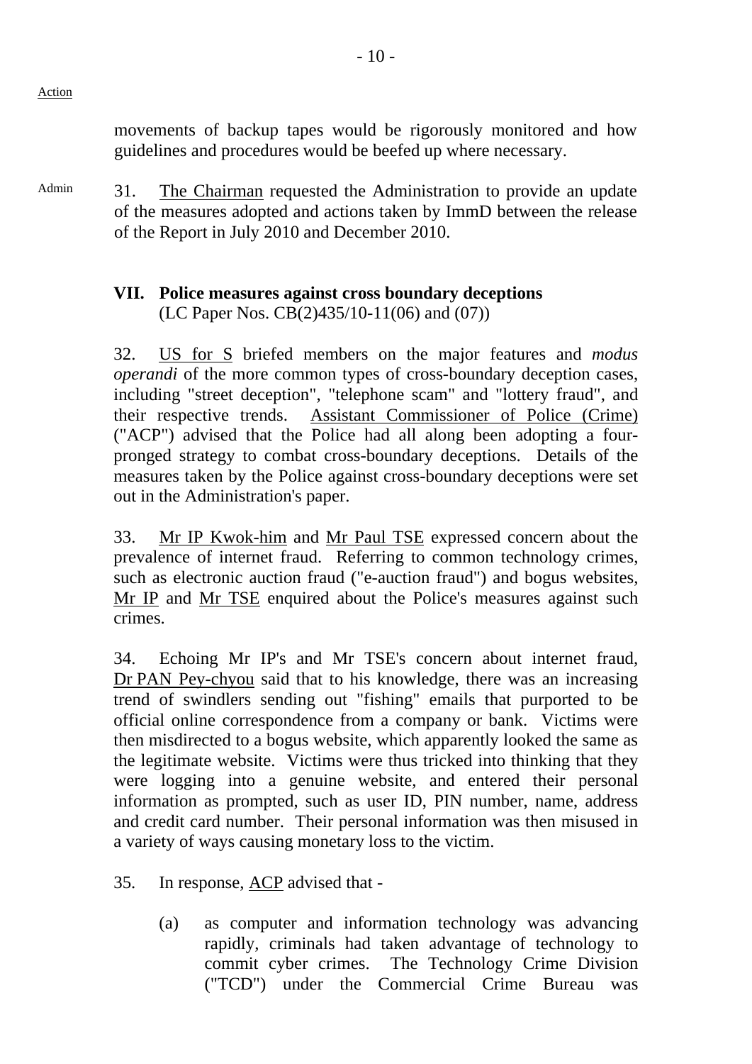Action

movements of backup tapes would be rigorously monitored and how guidelines and procedures would be beefed up where necessary.

Admin

31. The Chairman requested the Administration to provide an update of the measures adopted and actions taken by ImmD between the release of the Report in July 2010 and December 2010.

## VII. Police measures against cross boundary deceptions

(LC Paper Nos. CB(2)435/10-11(06) and (07))

32. US for S briefed members on the major features and *modus operandi* of the more common types of cross-boundary deception cases, including "street deception", "telephone scam" and "lottery fraud", and their respective trends. Assistant Commissioner of Police (Crime) ("ACP") advised that the Police had all along been adopting a four-pronged strategy to combat cross-boundary deceptions. Details of the measures taken by the Police against cross-boundary deceptions were set out in the Administration's paper.

33. Mr IP Kwok-him and Mr Paul TSE expressed concern about the prevalence of internet fraud. Referring to common technology crimes, such as electronic auction fraud ("e-auction fraud") and bogus websites, Mr IP and Mr TSE enquired about the Police's measures against such crimes.

34. Echoing Mr IP's and Mr TSE's concern about internet fraud, Dr PAN Pey-chyou said that to his knowledge, there was an increasing trend of swindlers sending out "fishing" emails that purported to be official online correspondence from a company or bank. Victims were then misdirected to a bogus website, which apparently looked the same as the legitimate website. Victims were thus tricked into thinking that they were logging into a genuine website, and entered their personal information as prompted, such as user ID, PIN number, name, address and credit card number. Their personal information was then misused in a variety of ways causing monetary loss to the victim.

35. In response, ACP advised that -

(a) as computer and information technology was advancing rapidly, criminals had taken advantage of technology to commit cyber crimes. The Technology Crime Division ("TCD") under the Commercial Crime Bureau was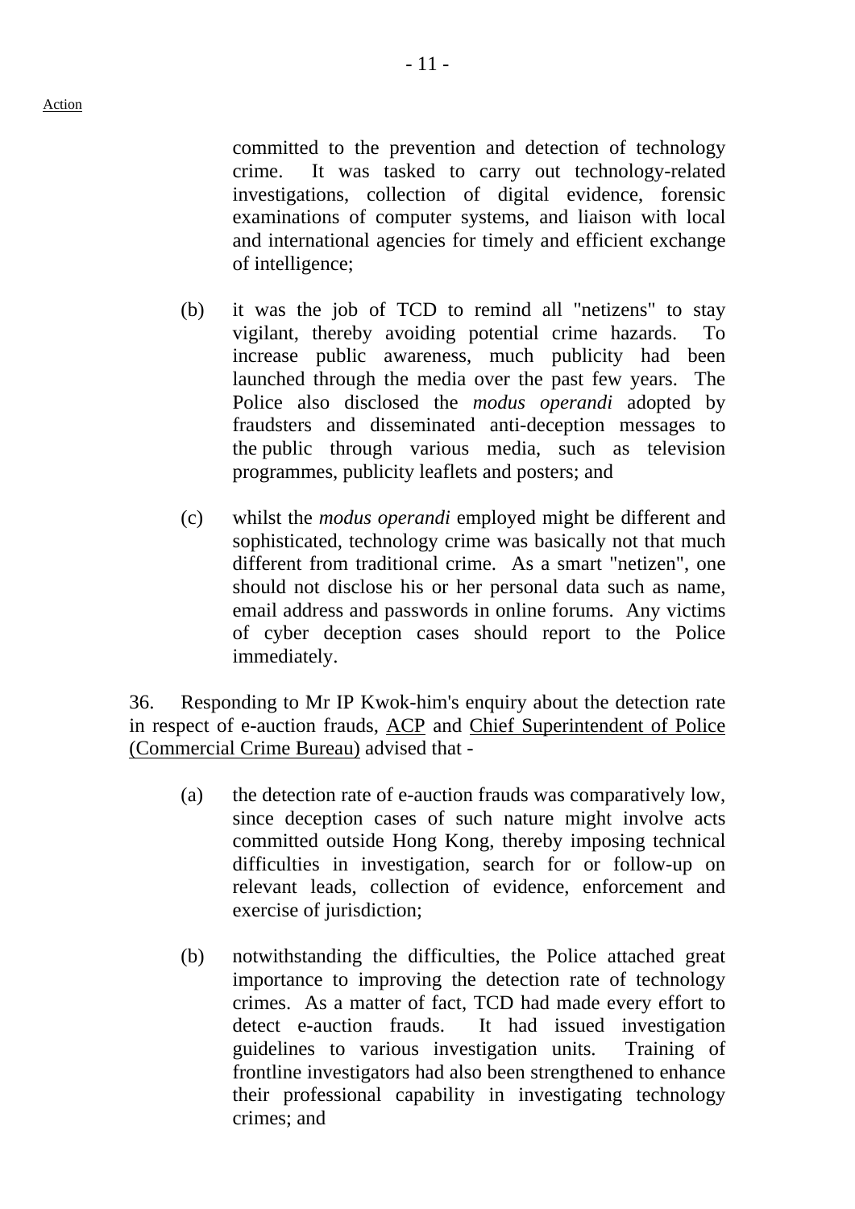Action

committed to the prevention and detection of technology crime. It was tasked to carry out technology-related investigations, collection of digital evidence, forensic examinations of computer systems, and liaison with local and international agencies for timely and efficient exchange of intelligence;

(b) it was the job of TCD to remind all "netizens" to stay vigilant, thereby avoiding potential crime hazards. To increase public awareness, much publicity had been launched through the media over the past few years. The Police also disclosed the *modus operandi* adopted by fraudsters and disseminated anti-deception messages to the public through various media, such as television programmes, publicity leaflets and posters; and

(c) whilst the *modus operandi* employed might be different and sophisticated, technology crime was basically not that much different from traditional crime. As a smart "netizen", one should not disclose his or her personal data such as name, email address and passwords in online forums. Any victims of cyber deception cases should report to the Police immediately.

36. Responding to Mr IP Kwok-him's enquiry about the detection rate in respect of e-auction frauds, ACP and Chief Superintendent of Police (Commercial Crime Bureau) advised that -

(a) the detection rate of e-auction frauds was comparatively low, since deception cases of such nature might involve acts committed outside Hong Kong, thereby imposing technical difficulties in investigation, search for or follow-up on relevant leads, collection of evidence, enforcement and exercise of jurisdiction;

(b) notwithstanding the difficulties, the Police attached great importance to improving the detection rate of technology crimes. As a matter of fact, TCD had made every effort to detect e-auction frauds. It had issued investigation guidelines to various investigation units. Training of frontline investigators had also been strengthened to enhance their professional capability in investigating technology crimes; and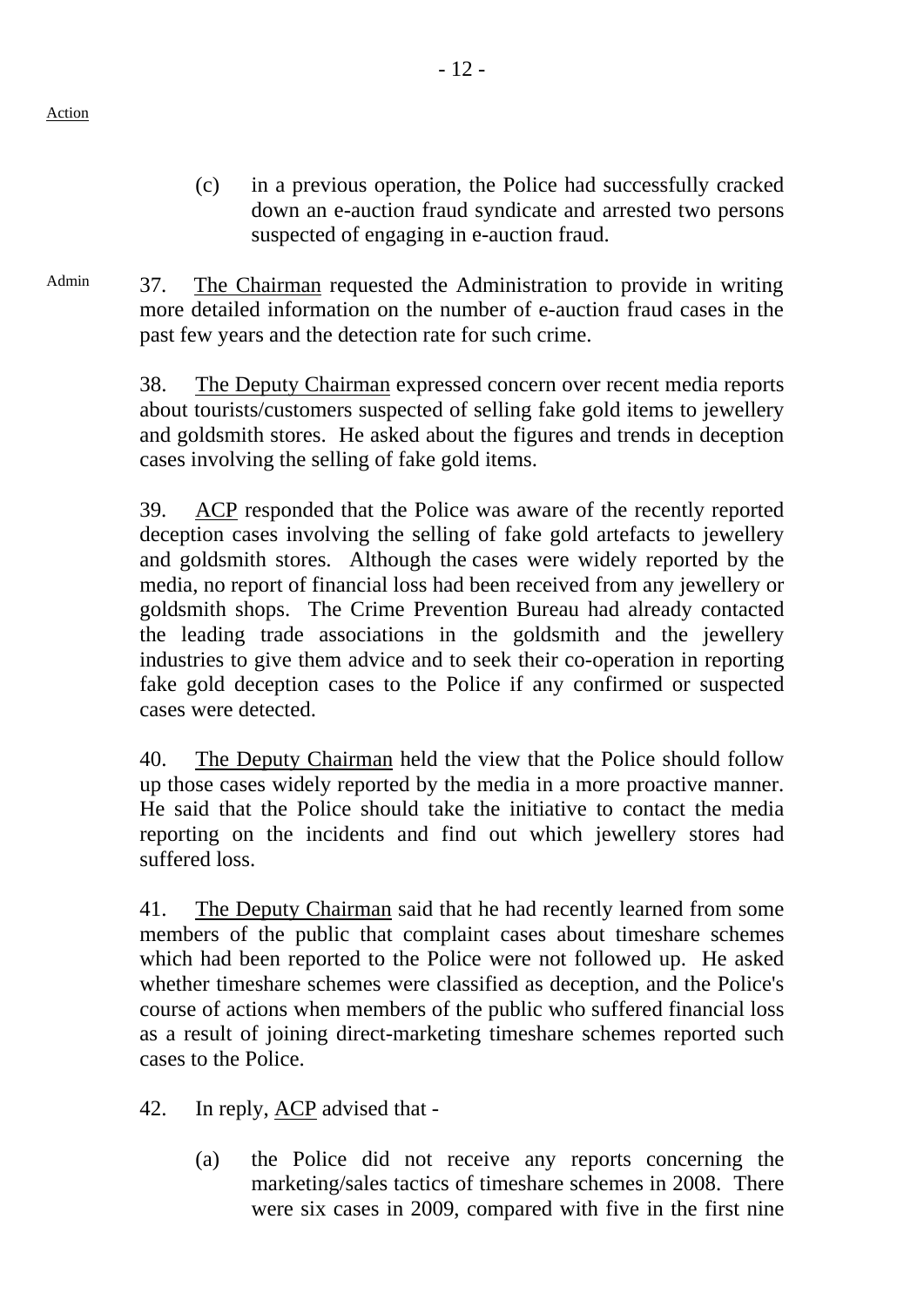(c) in a previous operation, the Police had successfully cracked down an e-auction fraud syndicate and arrested two persons suspected of engaging in e-auction fraud.

Admin

37. The Chairman requested the Administration to provide in writing more detailed information on the number of e-auction fraud cases in the past few years and the detection rate for such crime.

38. The Deputy Chairman expressed concern over recent media reports about tourists/customers suspected of selling fake gold items to jewellery and goldsmith stores. He asked about the figures and trends in deception cases involving the selling of fake gold items.

39. ACP responded that the Police was aware of the recently reported deception cases involving the selling of fake gold artefacts to jewellery and goldsmith stores. Although the cases were widely reported by the media, no report of financial loss had been received from any jewellery or goldsmith shops. The Crime Prevention Bureau had already contacted the leading trade associations in the goldsmith and the jewellery industries to give them advice and to seek their co-operation in reporting fake gold deception cases to the Police if any confirmed or suspected cases were detected.

40. The Deputy Chairman held the view that the Police should follow up those cases widely reported by the media in a more proactive manner. He said that the Police should take the initiative to contact the media reporting on the incidents and find out which jewellery stores had suffered loss.

41. The Deputy Chairman said that he had recently learned from some members of the public that complaint cases about timeshare schemes which had been reported to the Police were not followed up. He asked whether timeshare schemes were classified as deception, and the Police's course of actions when members of the public who suffered financial loss as a result of joining direct-marketing timeshare schemes reported such cases to the Police.

42. In reply, ACP advised that -

(a) the Police did not receive any reports concerning the marketing/sales tactics of timeshare schemes in 2008. There were six cases in 2009, compared with five in the first nine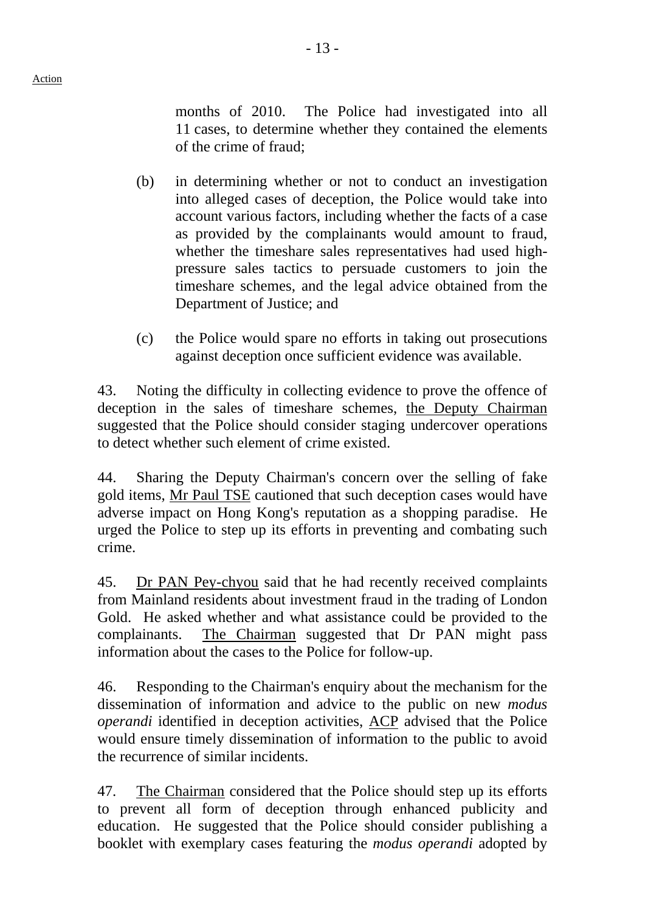months of 2010. The Police had investigated into all 11 cases, to determine whether they contained the elements of the crime of fraud;

(b) in determining whether or not to conduct an investigation into alleged cases of deception, the Police would take into account various factors, including whether the facts of a case as provided by the complainants would amount to fraud, whether the timeshare sales representatives had used high-pressure sales tactics to persuade customers to join the timeshare schemes, and the legal advice obtained from the Department of Justice; and

(c) the Police would spare no efforts in taking out prosecutions against deception once sufficient evidence was available.

43. Noting the difficulty in collecting evidence to prove the offence of deception in the sales of timeshare schemes, the Deputy Chairman suggested that the Police should consider staging undercover operations to detect whether such element of crime existed.

44. Sharing the Deputy Chairman's concern over the selling of fake gold items, Mr Paul TSE cautioned that such deception cases would have adverse impact on Hong Kong's reputation as a shopping paradise. He urged the Police to step up its efforts in preventing and combating such crime.

45. Dr PAN Pey-chyou said that he had recently received complaints from Mainland residents about investment fraud in the trading of London Gold. He asked whether and what assistance could be provided to the complainants. The Chairman suggested that Dr PAN might pass information about the cases to the Police for follow-up.

46. Responding to the Chairman's enquiry about the mechanism for the dissemination of information and advice to the public on new *modus operandi* identified in deception activities, ACP advised that the Police would ensure timely dissemination of information to the public to avoid the recurrence of similar incidents.

47. The Chairman considered that the Police should step up its efforts to prevent all form of deception through enhanced publicity and education. He suggested that the Police should consider publishing a booklet with exemplary cases featuring the *modus operandi* adopted by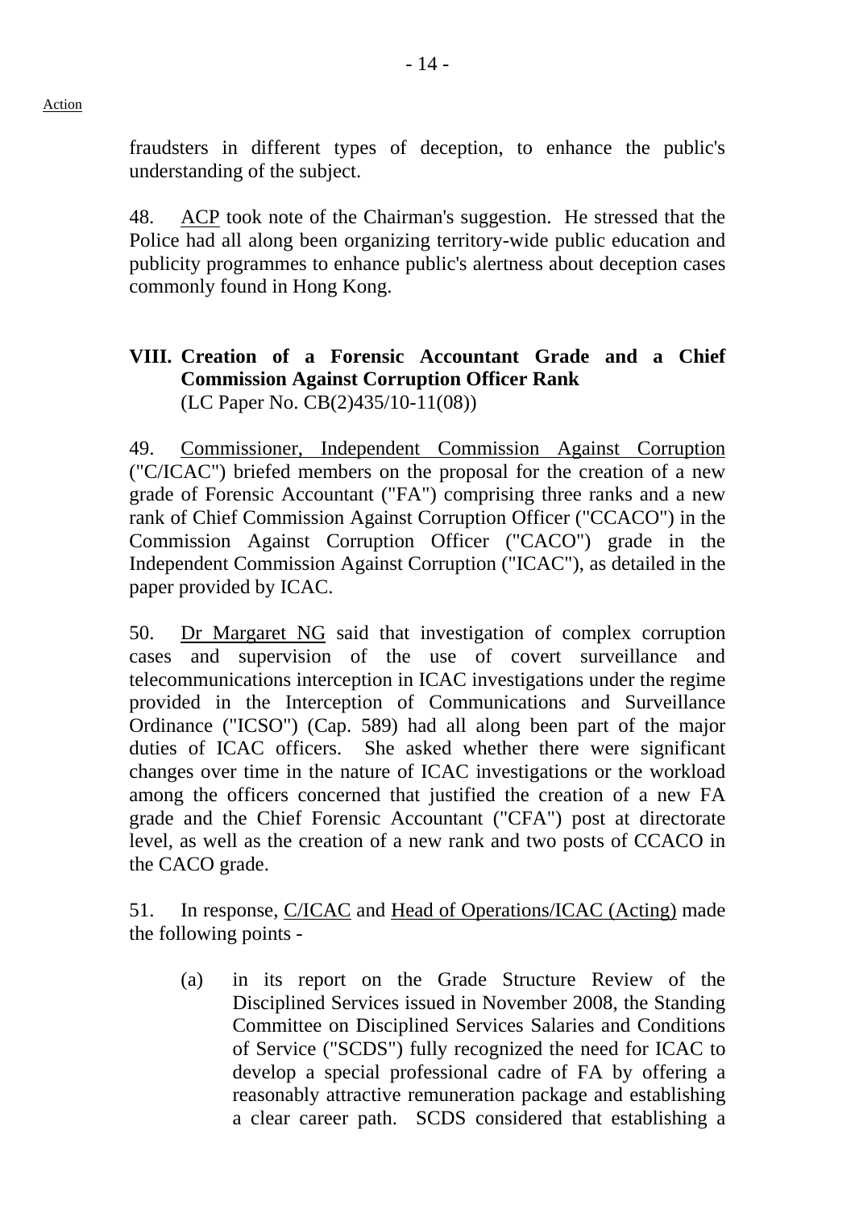fraudsters in different types of deception, to enhance the public's understanding of the subject.

48. ACP took note of the Chairman's suggestion. He stressed that the Police had all along been organizing territory-wide public education and publicity programmes to enhance public's alertness about deception cases commonly found in Hong Kong.

## VIII. Creation of a Forensic Accountant Grade and a Chief Commission Against Corruption Officer Rank

(LC Paper No. CB(2)435/10-11(08))

49. Commissioner, Independent Commission Against Corruption ("C/ICAC") briefed members on the proposal for the creation of a new grade of Forensic Accountant ("FA") comprising three ranks and a new rank of Chief Commission Against Corruption Officer ("CCACO") in the Commission Against Corruption Officer ("CACO") grade in the Independent Commission Against Corruption ("ICAC"), as detailed in the paper provided by ICAC.

50. Dr Margaret NG said that investigation of complex corruption cases and supervision of the use of covert surveillance and telecommunications interception in ICAC investigations under the regime provided in the Interception of Communications and Surveillance Ordinance ("ICSO") (Cap. 589) had all along been part of the major duties of ICAC officers. She asked whether there were significant changes over time in the nature of ICAC investigations or the workload among the officers concerned that justified the creation of a new FA grade and the Chief Forensic Accountant ("CFA") post at directorate level, as well as the creation of a new rank and two posts of CCACO in the CACO grade.

51. In response, C/ICAC and Head of Operations/ICAC (Acting) made the following points -

(a) in its report on the Grade Structure Review of the Disciplined Services issued in November 2008, the Standing Committee on Disciplined Services Salaries and Conditions of Service ("SCDS") fully recognized the need for ICAC to develop a special professional cadre of FA by offering a reasonably attractive remuneration package and establishing a clear career path. SCDS considered that establishing a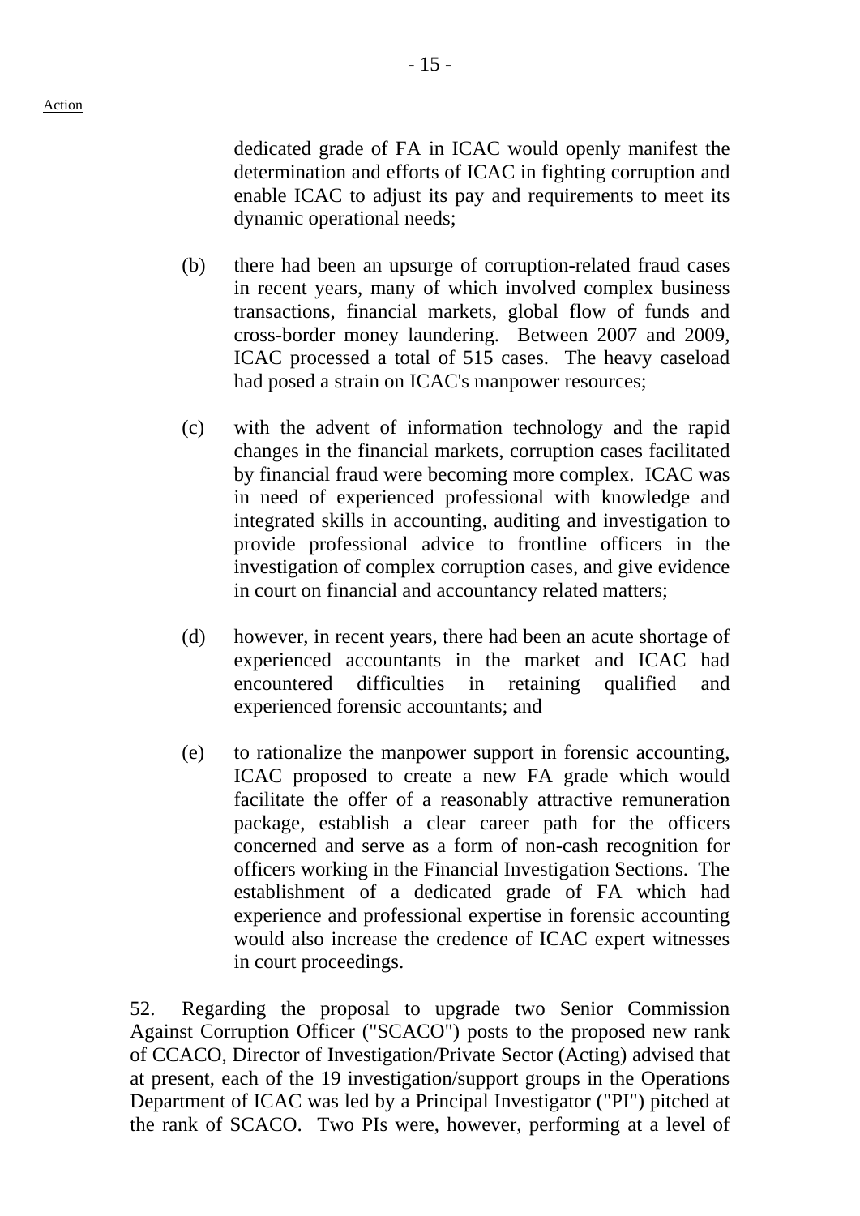dedicated grade of FA in ICAC would openly manifest the determination and efforts of ICAC in fighting corruption and enable ICAC to adjust its pay and requirements to meet its dynamic operational needs;

(b) there had been an upsurge of corruption-related fraud cases in recent years, many of which involved complex business transactions, financial markets, global flow of funds and cross-border money laundering. Between 2007 and 2009, ICAC processed a total of 515 cases. The heavy caseload had posed a strain on ICAC's manpower resources;

(c) with the advent of information technology and the rapid changes in the financial markets, corruption cases facilitated by financial fraud were becoming more complex. ICAC was in need of experienced professional with knowledge and integrated skills in accounting, auditing and investigation to provide professional advice to frontline officers in the investigation of complex corruption cases, and give evidence in court on financial and accountancy related matters;

(d) however, in recent years, there had been an acute shortage of experienced accountants in the market and ICAC had encountered difficulties in retaining qualified and experienced forensic accountants; and

(e) to rationalize the manpower support in forensic accounting, ICAC proposed to create a new FA grade which would facilitate the offer of a reasonably attractive remuneration package, establish a clear career path for the officers concerned and serve as a form of non-cash recognition for officers working in the Financial Investigation Sections. The establishment of a dedicated grade of FA which had experience and professional expertise in forensic accounting would also increase the credence of ICAC expert witnesses in court proceedings.

52. Regarding the proposal to upgrade two Senior Commission Against Corruption Officer ("SCACO") posts to the proposed new rank of CCACO, <u>Director of Investigation/Private Sector (Acting)</u> advised that at present, each of the 19 investigation/support groups in the Operations Department of ICAC was led by a Principal Investigator ("PI") pitched at the rank of SCACO. Two PIs were, however, performing at a level of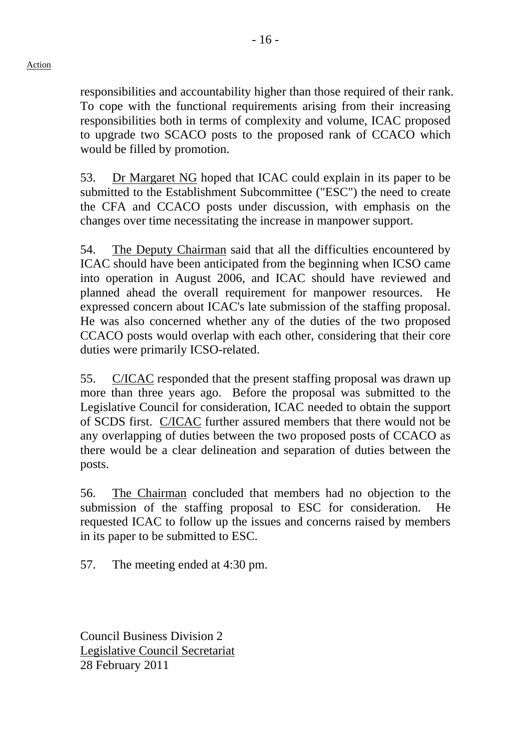Action

responsibilities and accountability higher than those required of their rank. To cope with the functional requirements arising from their increasing responsibilities both in terms of complexity and volume, ICAC proposed to upgrade two SCACO posts to the proposed rank of CCACO which would be filled by promotion.

53. Dr Margaret NG hoped that ICAC could explain in its paper to be submitted to the Establishment Subcommittee ("ESC") the need to create the CFA and CCACO posts under discussion, with emphasis on the changes over time necessitating the increase in manpower support.

54. The Deputy Chairman said that all the difficulties encountered by ICAC should have been anticipated from the beginning when ICSO came into operation in August 2006, and ICAC should have reviewed and planned ahead the overall requirement for manpower resources. He expressed concern about ICAC's late submission of the staffing proposal. He was also concerned whether any of the duties of the two proposed CCACO posts would overlap with each other, considering that their core duties were primarily ICSO-related.

55. C/ICAC responded that the present staffing proposal was drawn up more than three years ago. Before the proposal was submitted to the Legislative Council for consideration, ICAC needed to obtain the support of SCDS first. C/ICAC further assured members that there would not be any overlapping of duties between the two proposed posts of CCACO as there would be a clear delineation and separation of duties between the posts.

56. The Chairman concluded that members had no objection to the submission of the staffing proposal to ESC for consideration. He requested ICAC to follow up the issues and concerns raised by members in its paper to be submitted to ESC.

57. The meeting ended at 4:30 pm.

Council Business Division 2
Legislative Council Secretariat
28 February 2011